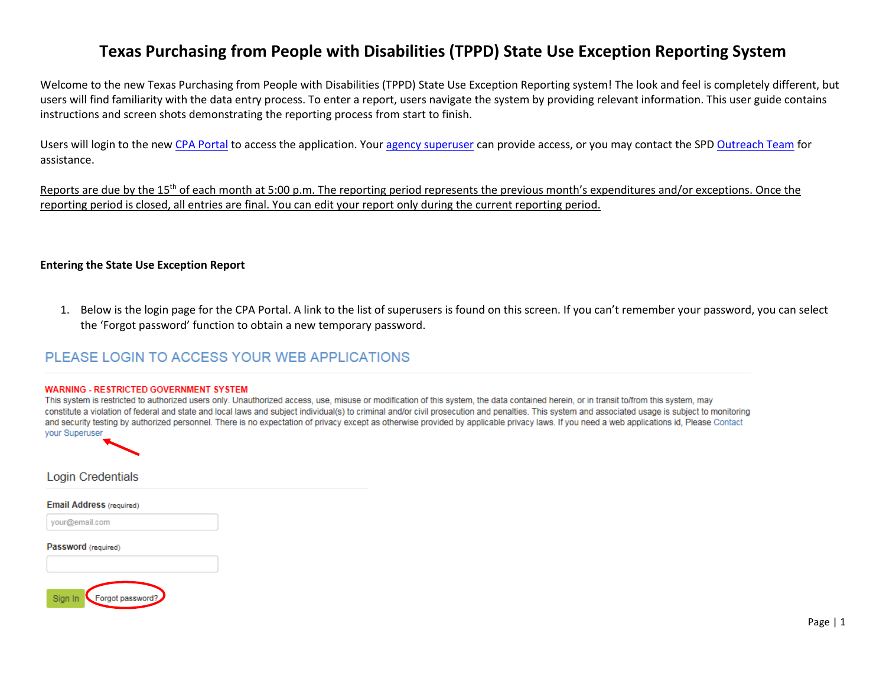# Texas Purchasing from People with Disabilities (TPPD) State Use Exception Reporting System

Welcome to the new Texas Purchasing from People with Disabilities (TPPD) State Use Exception Reporting system! The look and feel is completely different, but users will find familiarity with the data entry process. To enter a report, users navigate the system by providing relevant information. This user guide contains instructions and screen shots demonstrating the reporting process from start to finish.

Users will login to the new CPA Portal to access the application. Your agency superuser can provide access, or you may contact the SPD Outreach Team for assistance.

Reports are due by the 15th of each month at 5:00 p.m. The reporting period represents the previous month's expenditures and/or exceptions. Once the reporting period is closed, all entries are final. You can edit your report only during the current reporting period.

**Entering the State Use Exception Report**

1. Below is the login page for the CPA Portal. A link to the list of superusers is found on this screen. If you can't remember your password, you can select the 'Forgot password' function to obtain a new temporary password.

PLEASE LOGIN TO ACCESS YOUR WEB APPLICATIONS

WARNING - RESTRICTED GOVERNMENT SYSTEM
This system is restricted to authorized users only. Unauthorized access, use, misuse or modification of this system, the data contained herein, or in transit to/from this system, may constitute a violation of federal and state and local laws and subject individual(s) to criminal and/or civil prosecution and penalties. This system and associated usage is subject to monitoring and security testing by authorized personnel. There is no expectation of privacy except as otherwise provided by applicable privacy laws. If you need a web applications id, Please Contact your Superuser

Login Credentials

Email Address (required)

your@email.com

Password (required)

Sign In Forgot password?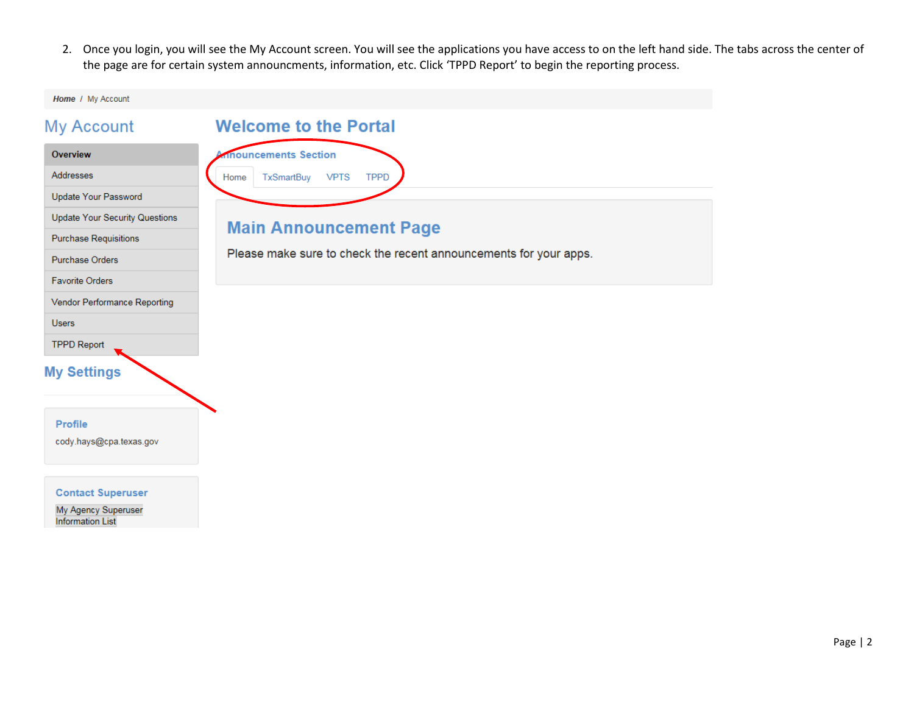2. Once you login, you will see the My Account screen. You will see the applications you have access to on the left hand side. The tabs across the center of the page are for certain system announcments, information, etc. Click 'TPPD Report' to begin the reporting process.

Home / My Account

## My Account

- Overview
- Addresses
- Update Your Password
- Update Your Security Questions
- Purchase Requisitions
- Purchase Orders
- Favorite Orders
- Vendor Performance Reporting
- Users
- TPPD Report

## My Settings

**Profile**

cody.hays@cpa.texas.gov

**Contact Superuser**

My Agency Superuser Information List

## Welcome to the Portal

Announcements Section

Home | TxSmartBuy | VPTS | TPPD

### Main Announcement Page

Please make sure to check the recent announcements for your apps.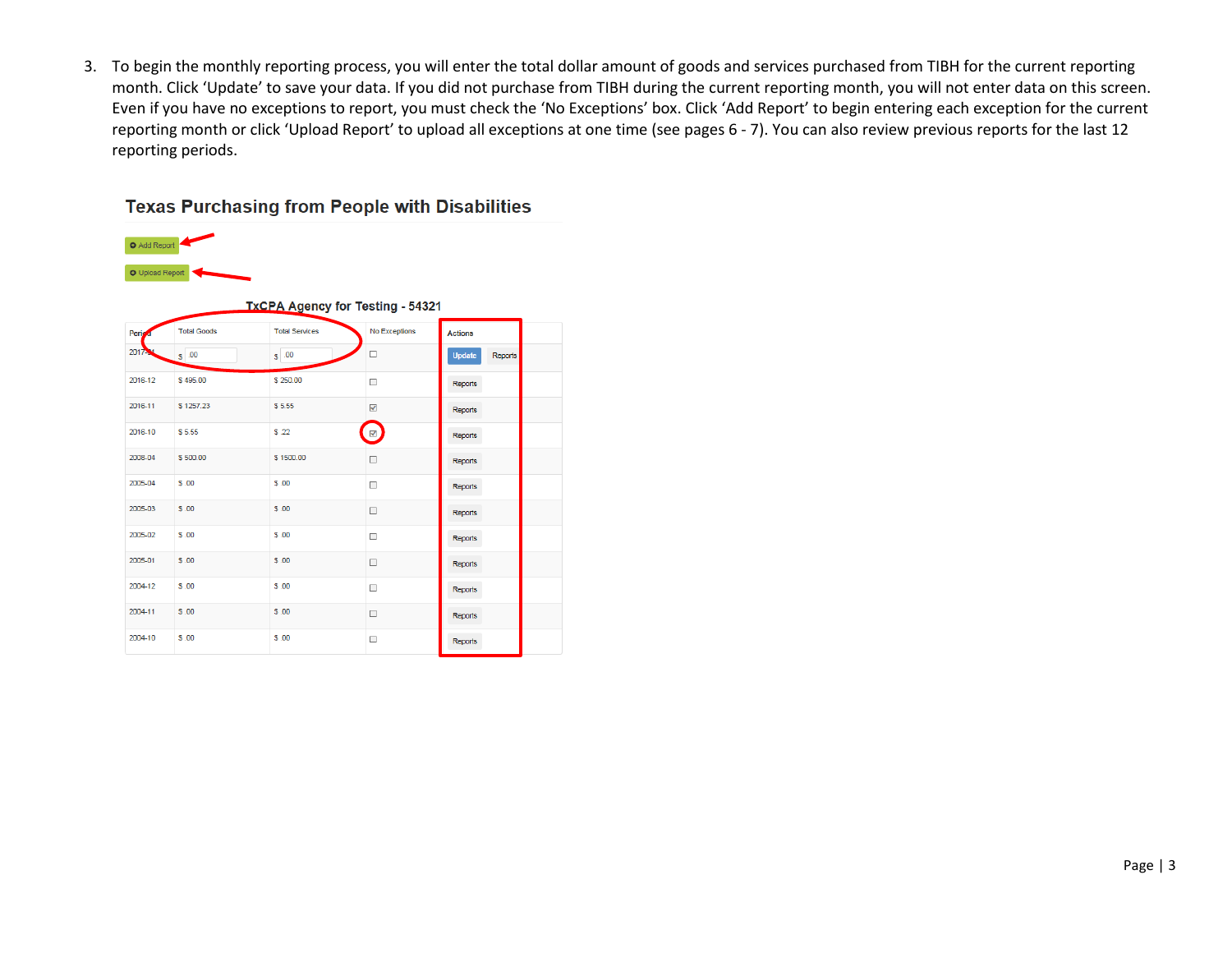3. To begin the monthly reporting process, you will enter the total dollar amount of goods and services purchased from TIBH for the current reporting month. Click 'Update' to save your data. If you did not purchase from TIBH during the current reporting month, you will not enter data on this screen. Even if you have no exceptions to report, you must check the 'No Exceptions' box. Click 'Add Report' to begin entering each exception for the current reporting month or click 'Upload Report' to upload all exceptions at one time (see pages 6 - 7). You can also review previous reports for the last 12 reporting periods.

## Texas Purchasing from People with Disabilities

Add Report

Upload Report

**TxCPA Agency for Testing - 54321**

| Period | Total Goods | Total Services | No Exceptions | Actions |
|---|---|---|---|---|
| 2017-01 | $ .00 | $ .00 | ☐ | Update Reports |
| 2016-12 | $ 495.00 | $ 250.00 | ☐ | Reports |
| 2016-11 | $ 1257.23 | $ 5.55 | ☑ | Reports |
| 2016-10 | $ 5.55 | $ .22 | ☑ | Reports |
| 2008-04 | $ 500.00 | $ 1500.00 | ☐ | Reports |
| 2005-04 | $ .00 | $ .00 | ☐ | Reports |
| 2005-03 | $ .00 | $ .00 | ☐ | Reports |
| 2005-02 | $ .00 | $ .00 | ☐ | Reports |
| 2005-01 | $ .00 | $ .00 | ☐ | Reports |
| 2004-12 | $ .00 | $ .00 | ☐ | Reports |
| 2004-11 | $ .00 | $ .00 | ☐ | Reports |
| 2004-10 | $ .00 | $ .00 | ☐ | Reports |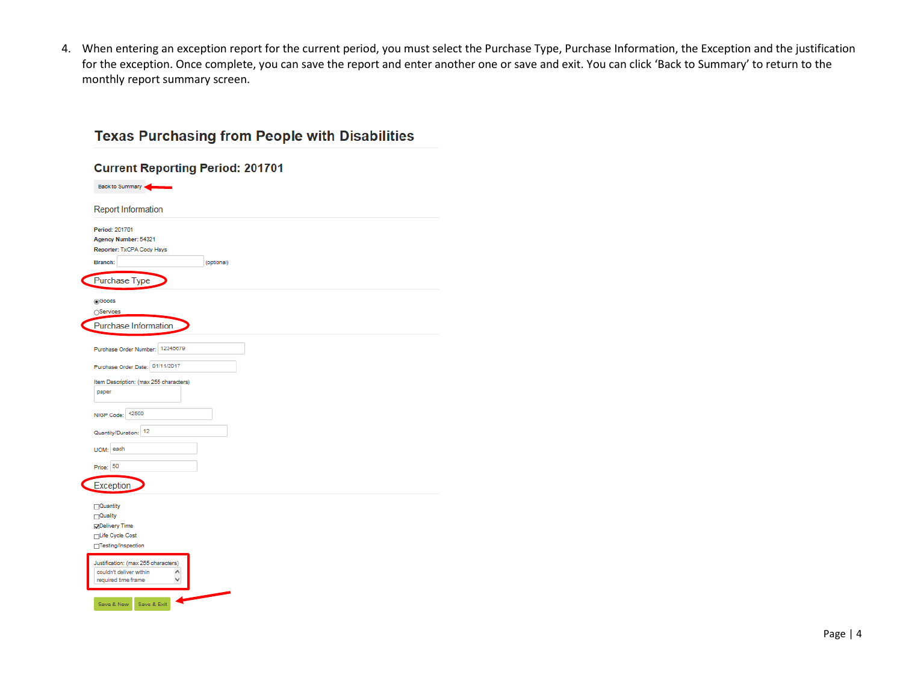4. When entering an exception report for the current period, you must select the Purchase Type, Purchase Information, the Exception and the justification for the exception. Once complete, you can save the report and enter another one or save and exit. You can click 'Back to Summary' to return to the monthly report summary screen.

## Texas Purchasing from People with Disabilities

### Current Reporting Period: 201701

Back to Summary

Report Information

**Period:** 201701
**Agency Number:** 54321
**Reporter:** TxCPA Cody Hays
**Branch:** (optional)

Purchase Type

- (selected) Goods
- Services

Purchase Information

Purchase Order Number: 12345679

Purchase Order Date: 01/11/2017

Item Description: (max 255 characters)
paper

NIGP Code: 42500

Quantity/Duration: 12

UOM: each

Price: 50

Exception

- [ ] Quantity
- [ ] Quality
- [x] Delivery Time
- [ ] Life Cycle Cost
- [ ] Testing/Inspection

Justification: (max 255 characters)
couldn't deliver within required time frame

Save & New | Save & Exit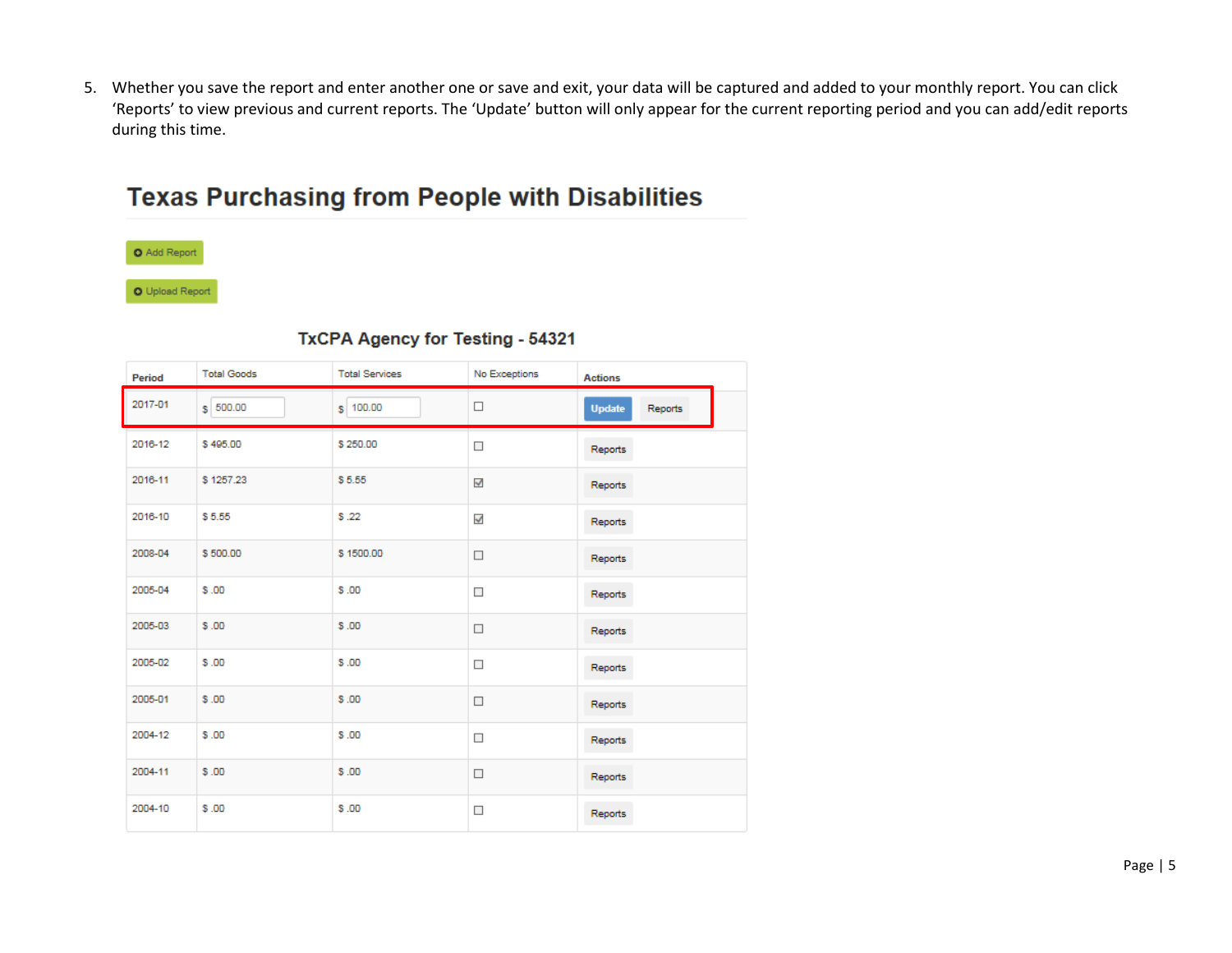5. Whether you save the report and enter another one or save and exit, your data will be captured and added to your monthly report. You can click 'Reports' to view previous and current reports. The 'Update' button will only appear for the current reporting period and you can add/edit reports during this time.

# Texas Purchasing from People with Disabilities

Add Report

Upload Report

### TxCPA Agency for Testing - 54321

| Period | Total Goods | Total Services | No Exceptions | Actions |
|---|---|---|---|---|
| 2017-01 | $ 500.00 | $ 100.00 | ☐ | Update Reports |
| 2016-12 | $ 495.00 | $ 250.00 | ☐ | Reports |
| 2016-11 | $ 1257.23 | $ 5.55 | ☑ | Reports |
| 2016-10 | $ 5.55 | $ .22 | ☑ | Reports |
| 2008-04 | $ 500.00 | $ 1500.00 | ☐ | Reports |
| 2005-04 | $ .00 | $ .00 | ☐ | Reports |
| 2005-03 | $ .00 | $ .00 | ☐ | Reports |
| 2005-02 | $ .00 | $ .00 | ☐ | Reports |
| 2005-01 | $ .00 | $ .00 | ☐ | Reports |
| 2004-12 | $ .00 | $ .00 | ☐ | Reports |
| 2004-11 | $ .00 | $ .00 | ☐ | Reports |
| 2004-10 | $ .00 | $ .00 | ☐ | Reports |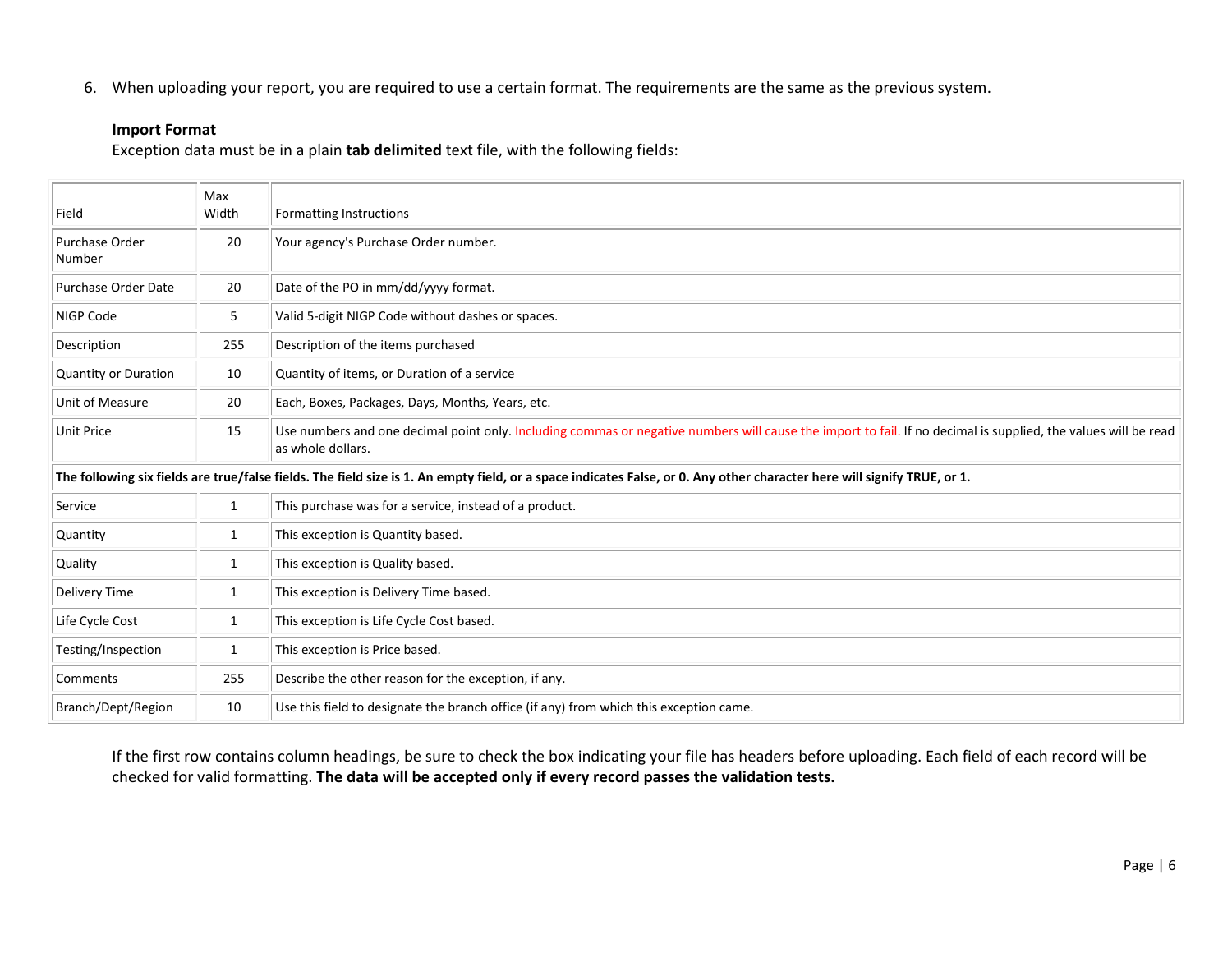6. When uploading your report, you are required to use a certain format. The requirements are the same as the previous system.

**Import Format**

Exception data must be in a plain **tab delimited** text file, with the following fields:

| Field | Max Width | Formatting Instructions |
|---|---|---|
| Purchase Order Number | 20 | Your agency's Purchase Order number. |
| Purchase Order Date | 20 | Date of the PO in mm/dd/yyyy format. |
| NIGP Code | 5 | Valid 5-digit NIGP Code without dashes or spaces. |
| Description | 255 | Description of the items purchased |
| Quantity or Duration | 10 | Quantity of items, or Duration of a service |
| Unit of Measure | 20 | Each, Boxes, Packages, Days, Months, Years, etc. |
| Unit Price | 15 | Use numbers and one decimal point only. Including commas or negative numbers will cause the import to fail. If no decimal is supplied, the values will be read as whole dollars. |
| **The following six fields are true/false fields. The field size is 1. An empty field, or a space indicates False, or 0. Any other character here will signify TRUE, or 1.** | | |
| Service | 1 | This purchase was for a service, instead of a product. |
| Quantity | 1 | This exception is Quantity based. |
| Quality | 1 | This exception is Quality based. |
| Delivery Time | 1 | This exception is Delivery Time based. |
| Life Cycle Cost | 1 | This exception is Life Cycle Cost based. |
| Testing/Inspection | 1 | This exception is Price based. |
| Comments | 255 | Describe the other reason for the exception, if any. |
| Branch/Dept/Region | 10 | Use this field to designate the branch office (if any) from which this exception came. |

If the first row contains column headings, be sure to check the box indicating your file has headers before uploading. Each field of each record will be checked for valid formatting. **The data will be accepted only if every record passes the validation tests.**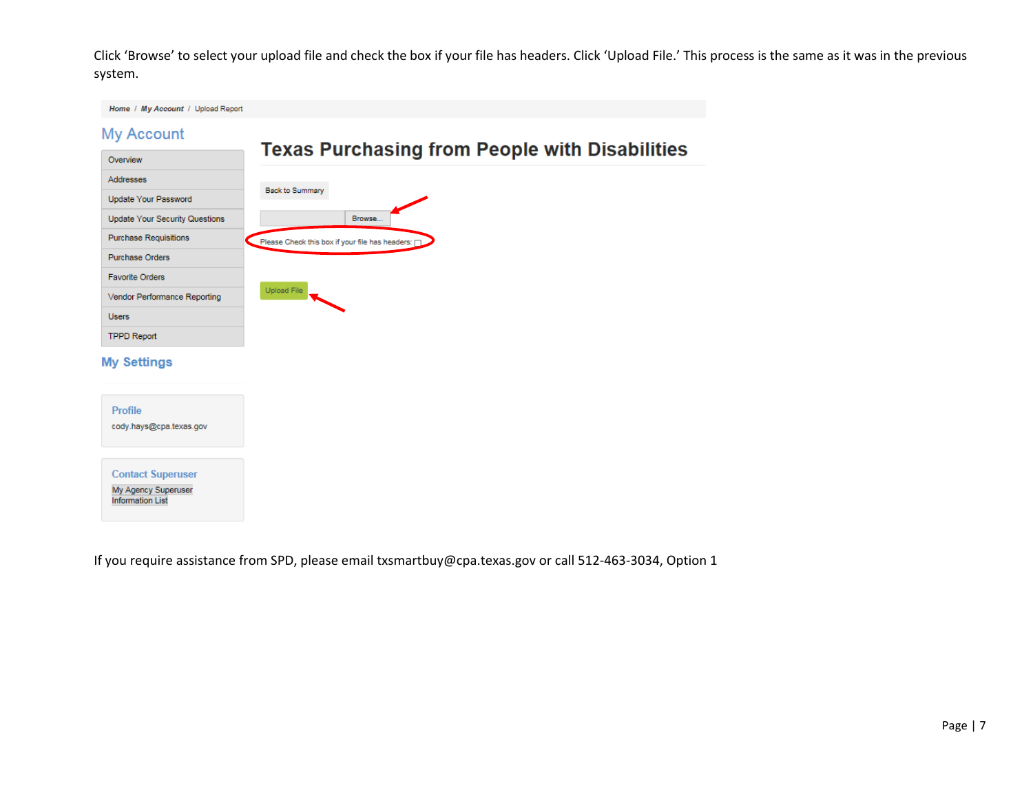Click 'Browse' to select your upload file and check the box if your file has headers. Click 'Upload File.' This process is the same as it was in the previous system.

Home / My Account / Upload Report

My Account

- Overview
- Addresses
- Update Your Password
- Update Your Security Questions
- Purchase Requisitions
- Purchase Orders
- Favorite Orders
- Vendor Performance Reporting
- Users
- TPPD Report

My Settings

Profile
cody.hays@cpa.texas.gov

Contact Superuser
My Agency Superuser Information List

Texas Purchasing from People with Disabilities

Back to Summary

Browse...

Please Check this box if your file has headers:

Upload File

If you require assistance from SPD, please email txsmartbuy@cpa.texas.gov or call 512-463-3034, Option 1